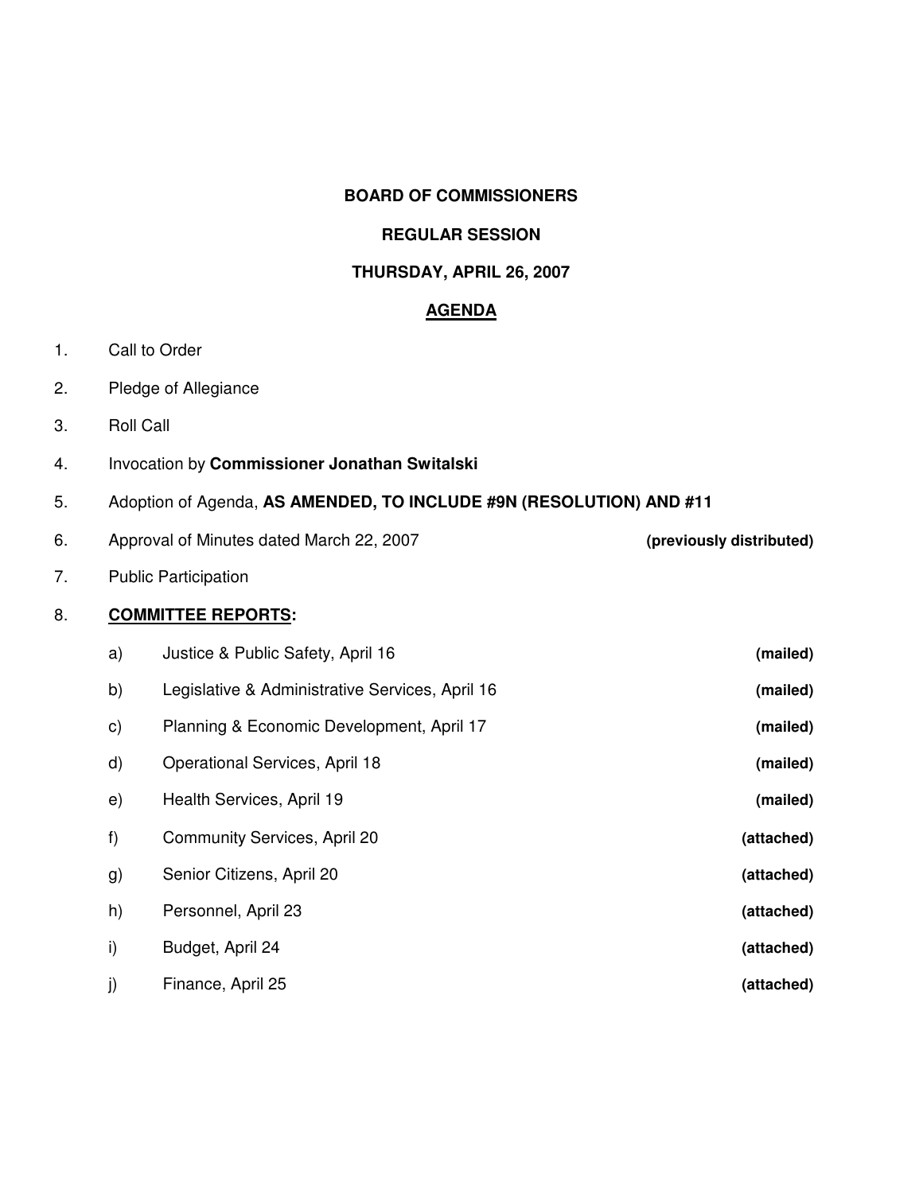**BOARD OF COMMISSIONERS**

**REGULAR SESSION**

**THURSDAY, APRIL 26, 2007**

**<u>AGENDA</u>**

1. Call to Order
2. Pledge of Allegiance
3. Roll Call
4. Invocation by **Commissioner Jonathan Switalski**
5. Adoption of Agenda, **AS AMENDED, TO INCLUDE #9N (RESOLUTION) AND #11**
6. Approval of Minutes dated March 22, 2007 **(previously distributed)**
7. Public Participation
8. **<u>COMMITTEE REPORTS</u>:**
   - a) Justice & Public Safety, April 16 **(mailed)**
   - b) Legislative & Administrative Services, April 16 **(mailed)**
   - c) Planning & Economic Development, April 17 **(mailed)**
   - d) Operational Services, April 18 **(mailed)**
   - e) Health Services, April 19 **(mailed)**
   - f) Community Services, April 20 **(attached)**
   - g) Senior Citizens, April 20 **(attached)**
   - h) Personnel, April 23 **(attached)**
   - i) Budget, April 24 **(attached)**
   - j) Finance, April 25 **(attached)**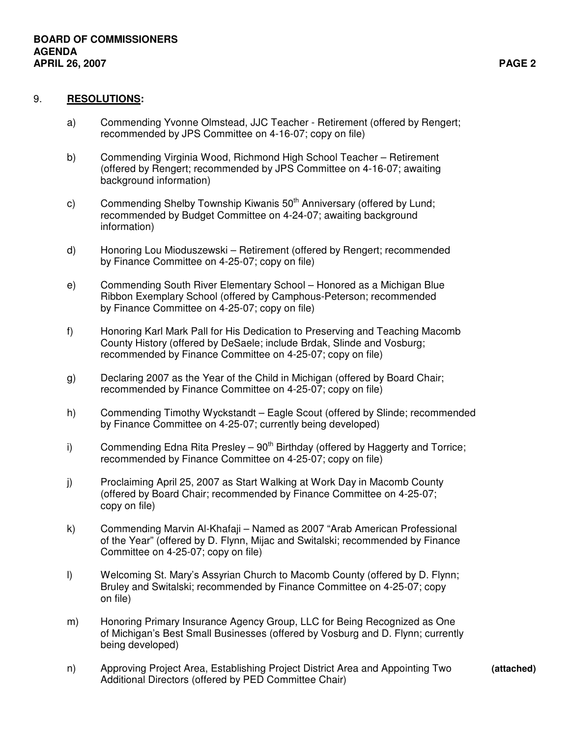## 9. **RESOLUTIONS:**

a) Commending Yvonne Olmstead, JJC Teacher - Retirement (offered by Rengert; recommended by JPS Committee on 4-16-07; copy on file)

b) Commending Virginia Wood, Richmond High School Teacher – Retirement (offered by Rengert; recommended by JPS Committee on 4-16-07; awaiting background information)

c) Commending Shelby Township Kiwanis 50th Anniversary (offered by Lund; recommended by Budget Committee on 4-24-07; awaiting background information)

d) Honoring Lou Mioduszewski – Retirement (offered by Rengert; recommended by Finance Committee on 4-25-07; copy on file)

e) Commending South River Elementary School – Honored as a Michigan Blue Ribbon Exemplary School (offered by Camphous-Peterson; recommended by Finance Committee on 4-25-07; copy on file)

f) Honoring Karl Mark Pall for His Dedication to Preserving and Teaching Macomb County History (offered by DeSaele; include Brdak, Slinde and Vosburg; recommended by Finance Committee on 4-25-07; copy on file)

g) Declaring 2007 as the Year of the Child in Michigan (offered by Board Chair; recommended by Finance Committee on 4-25-07; copy on file)

h) Commending Timothy Wyckstandt – Eagle Scout (offered by Slinde; recommended by Finance Committee on 4-25-07; currently being developed)

i) Commending Edna Rita Presley – 90th Birthday (offered by Haggerty and Torrice; recommended by Finance Committee on 4-25-07; copy on file)

j) Proclaiming April 25, 2007 as Start Walking at Work Day in Macomb County (offered by Board Chair; recommended by Finance Committee on 4-25-07; copy on file)

k) Commending Marvin Al-Khafaji – Named as 2007 "Arab American Professional of the Year" (offered by D. Flynn, Mijac and Switalski; recommended by Finance Committee on 4-25-07; copy on file)

l) Welcoming St. Mary's Assyrian Church to Macomb County (offered by D. Flynn; Bruley and Switalski; recommended by Finance Committee on 4-25-07; copy on file)

m) Honoring Primary Insurance Agency Group, LLC for Being Recognized as One of Michigan's Best Small Businesses (offered by Vosburg and D. Flynn; currently being developed)

n) Approving Project Area, Establishing Project District Area and Appointing Two Additional Directors (offered by PED Committee Chair) **(attached)**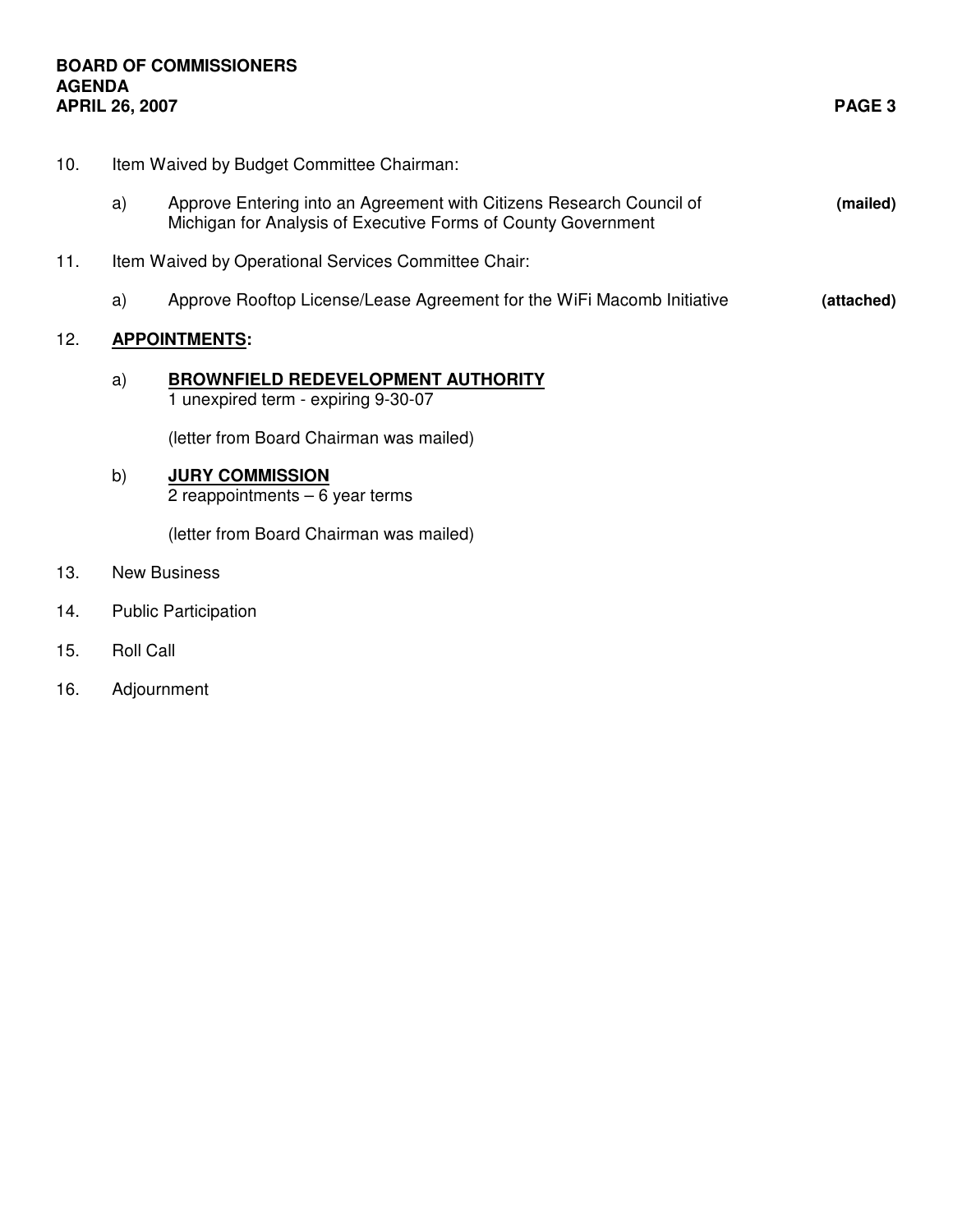10. Item Waived by Budget Committee Chairman:

    a) Approve Entering into an Agreement with Citizens Research Council of Michigan for Analysis of Executive Forms of County Government **(mailed)**

11. Item Waived by Operational Services Committee Chair:

    a) Approve Rooftop License/Lease Agreement for the WiFi Macomb Initiative **(attached)**

12. **<u>APPOINTMENTS</u>:**

    a) **<u>BROWNFIELD REDEVELOPMENT AUTHORITY</u>**
    1 unexpired term - expiring 9-30-07

    (letter from Board Chairman was mailed)

    b) **<u>JURY COMMISSION</u>**
    2 reappointments – 6 year terms

    (letter from Board Chairman was mailed)

13. New Business

14. Public Participation

15. Roll Call

16. Adjournment